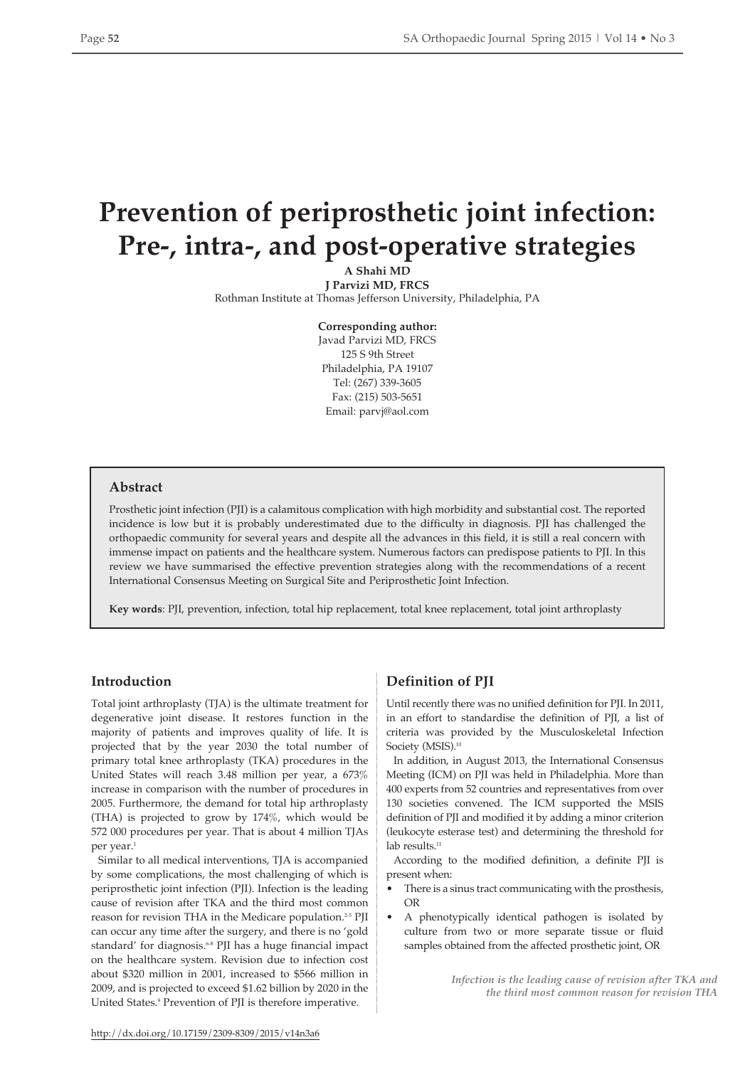# Prevention of periprosthetic joint infection: Pre-, intra-, and post-operative strategies

**A Shahi MD**
**J Parvizi MD, FRCS**
Rothman Institute at Thomas Jefferson University, Philadelphia, PA

**Corresponding author:**
Javad Parvizi MD, FRCS
125 S 9th Street
Philadelphia, PA 19107
Tel: (267) 339-3605
Fax: (215) 503-5651
Email: parvj@aol.com

## Abstract

Prosthetic joint infection (PJI) is a calamitous complication with high morbidity and substantial cost. The reported incidence is low but it is probably underestimated due to the difficulty in diagnosis. PJI has challenged the orthopaedic community for several years and despite all the advances in this field, it is still a real concern with immense impact on patients and the healthcare system. Numerous factors can predispose patients to PJI. In this review we have summarised the effective prevention strategies along with the recommendations of a recent International Consensus Meeting on Surgical Site and Periprosthetic Joint Infection.

**Key words**: PJI, prevention, infection, total hip replacement, total knee replacement, total joint arthroplasty

## Introduction

Total joint arthroplasty (TJA) is the ultimate treatment for degenerative joint disease. It restores function in the majority of patients and improves quality of life. It is projected that by the year 2030 the total number of primary total knee arthroplasty (TKA) procedures in the United States will reach 3.48 million per year, a 673% increase in comparison with the number of procedures in 2005. Furthermore, the demand for total hip arthroplasty (THA) is projected to grow by 174%, which would be 572 000 procedures per year. That is about 4 million TJAs per year.[1]

Similar to all medical interventions, TJA is accompanied by some complications, the most challenging of which is periprosthetic joint infection (PJI). Infection is the leading cause of revision after TKA and the third most common reason for revision THA in the Medicare population.[2-5] PJI can occur any time after the surgery, and there is no 'gold standard' for diagnosis.[6-8] PJI has a huge financial impact on the healthcare system. Revision due to infection cost about $320 million in 2001, increased to $566 million in 2009, and is projected to exceed $1.62 billion by 2020 in the United States.[9] Prevention of PJI is therefore imperative.

## Definition of PJI

Until recently there was no unified definition for PJI. In 2011, in an effort to standardise the definition of PJI, a list of criteria was provided by the Musculoskeletal Infection Society (MSIS).[10]

In addition, in August 2013, the International Consensus Meeting (ICM) on PJI was held in Philadelphia. More than 400 experts from 52 countries and representatives from over 130 societies convened. The ICM supported the MSIS definition of PJI and modified it by adding a minor criterion (leukocyte esterase test) and determining the threshold for lab results.[11]

According to the modified definition, a definite PJI is present when:

- There is a sinus tract communicating with the prosthesis, OR
- A phenotypically identical pathogen is isolated by culture from two or more separate tissue or fluid samples obtained from the affected prosthetic joint, OR

*Infection is the leading cause of revision after TKA and the third most common reason for revision THA*

http://dx.doi.org/10.17159/2309-8309/2015/v14n3a6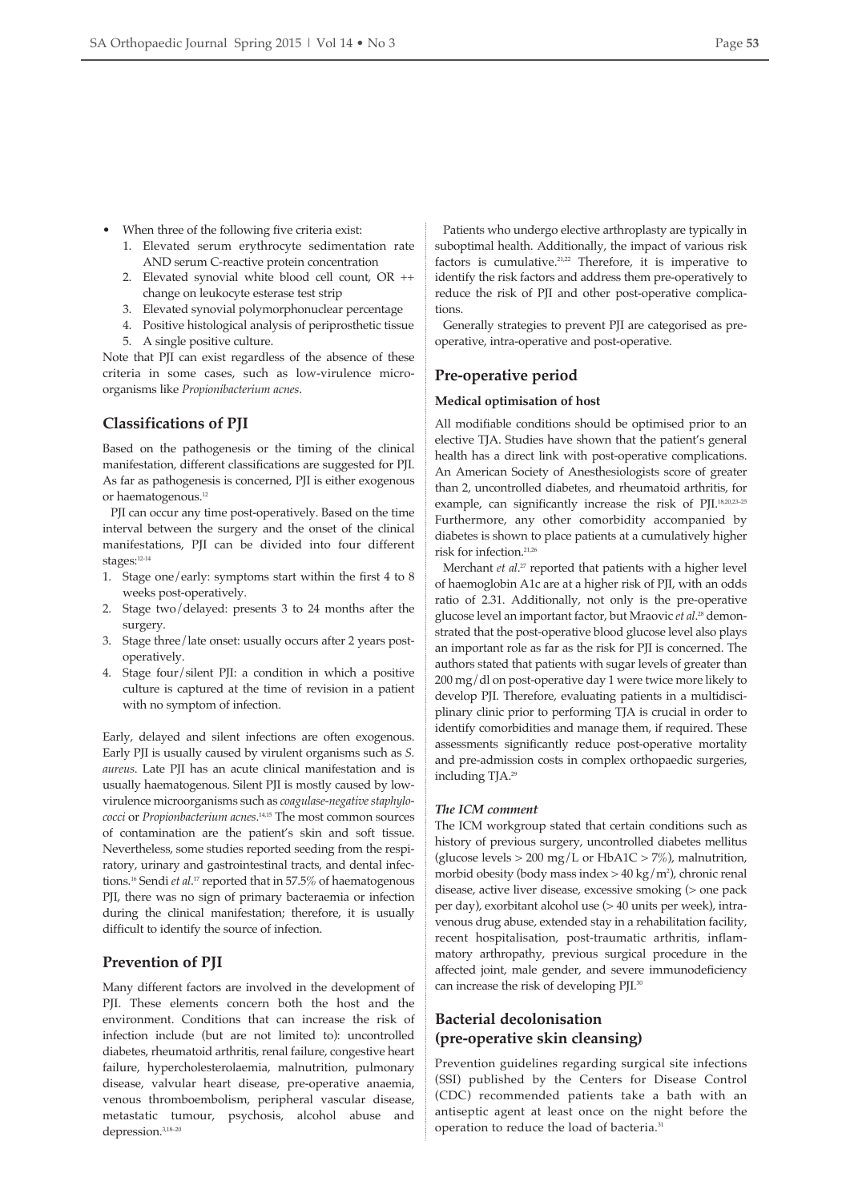- When three of the following five criteria exist:
  1. Elevated serum erythrocyte sedimentation rate AND serum C-reactive protein concentration
  2. Elevated synovial white blood cell count, OR ++ change on leukocyte esterase test strip
  3. Elevated synovial polymorphonuclear percentage
  4. Positive histological analysis of periprosthetic tissue
  5. A single positive culture.

Note that PJI can exist regardless of the absence of these criteria in some cases, such as low-virulence microorganisms like *Propionibacterium acnes*.

## Classifications of PJI

Based on the pathogenesis or the timing of the clinical manifestation, different classifications are suggested for PJI. As far as pathogenesis is concerned, PJI is either exogenous or haematogenous.[12]

PJI can occur any time post-operatively. Based on the time interval between the surgery and the onset of the clinical manifestations, PJI can be divided into four different stages:[12-14]

1. Stage one/early: symptoms start within the first 4 to 8 weeks post-operatively.
2. Stage two/delayed: presents 3 to 24 months after the surgery.
3. Stage three/late onset: usually occurs after 2 years post-operatively.
4. Stage four/silent PJI: a condition in which a positive culture is captured at the time of revision in a patient with no symptom of infection.

Early, delayed and silent infections are often exogenous. Early PJI is usually caused by virulent organisms such as *S. aureus*. Late PJI has an acute clinical manifestation and is usually haematogenous. Silent PJI is mostly caused by low-virulence microorganisms such as *coagulase-negative staphylococci* or *Propionibacterium acnes*.[14,15] The most common sources of contamination are the patient's skin and soft tissue. Nevertheless, some studies reported seeding from the respiratory, urinary and gastrointestinal tracts, and dental infections.[16] Sendi *et al*.[17] reported that in 57.5% of haematogenous PJI, there was no sign of primary bacteraemia or infection during the clinical manifestation; therefore, it is usually difficult to identify the source of infection.

## Prevention of PJI

Many different factors are involved in the development of PJI. These elements concern both the host and the environment. Conditions that can increase the risk of infection include (but are not limited to): uncontrolled diabetes, rheumatoid arthritis, renal failure, congestive heart failure, hypercholesterolaemia, malnutrition, pulmonary disease, valvular heart disease, pre-operative anaemia, venous thromboembolism, peripheral vascular disease, metastatic tumour, psychosis, alcohol abuse and depression.[3,18-20]

Patients who undergo elective arthroplasty are typically in suboptimal health. Additionally, the impact of various risk factors is cumulative.[21,22] Therefore, it is imperative to identify the risk factors and address them pre-operatively to reduce the risk of PJI and other post-operative complications.

Generally strategies to prevent PJI are categorised as pre-operative, intra-operative and post-operative.

## Pre-operative period

### Medical optimisation of host

All modifiable conditions should be optimised prior to an elective TJA. Studies have shown that the patient's general health has a direct link with post-operative complications. An American Society of Anesthesiologists score of greater than 2, uncontrolled diabetes, and rheumatoid arthritis, for example, can significantly increase the risk of PJI.[18,20,23-25] Furthermore, any other comorbidity accompanied by diabetes is shown to place patients at a cumulatively higher risk for infection.[21,26]

Merchant *et al*.[27] reported that patients with a higher level of haemoglobin A1c are at a higher risk of PJI, with an odds ratio of 2.31. Additionally, not only is the pre-operative glucose level an important factor, but Mraovic *et al*.[28] demonstrated that the post-operative blood glucose level also plays an important role as far as the risk for PJI is concerned. The authors stated that patients with sugar levels of greater than 200 mg/dl on post-operative day 1 were twice more likely to develop PJI. Therefore, evaluating patients in a multidisciplinary clinic prior to performing TJA is crucial in order to identify comorbidities and manage them, if required. These assessments significantly reduce post-operative mortality and pre-admission costs in complex orthopaedic surgeries, including TJA.[29]

#### *The ICM comment*

The ICM workgroup stated that certain conditions such as history of previous surgery, uncontrolled diabetes mellitus (glucose levels > 200 mg/L or HbA1C > 7%), malnutrition, morbid obesity (body mass index > 40 kg/m$^2$), chronic renal disease, active liver disease, excessive smoking (> one pack per day), exorbitant alcohol use (> 40 units per week), intravenous drug abuse, extended stay in a rehabilitation facility, recent hospitalisation, post-traumatic arthritis, inflammatory arthropathy, previous surgical procedure in the affected joint, male gender, and severe immunodeficiency can increase the risk of developing PJI.[30]

## Bacterial decolonisation (pre-operative skin cleansing)

Prevention guidelines regarding surgical site infections (SSI) published by the Centers for Disease Control (CDC) recommended patients take a bath with an antiseptic agent at least once on the night before the operation to reduce the load of bacteria.[31]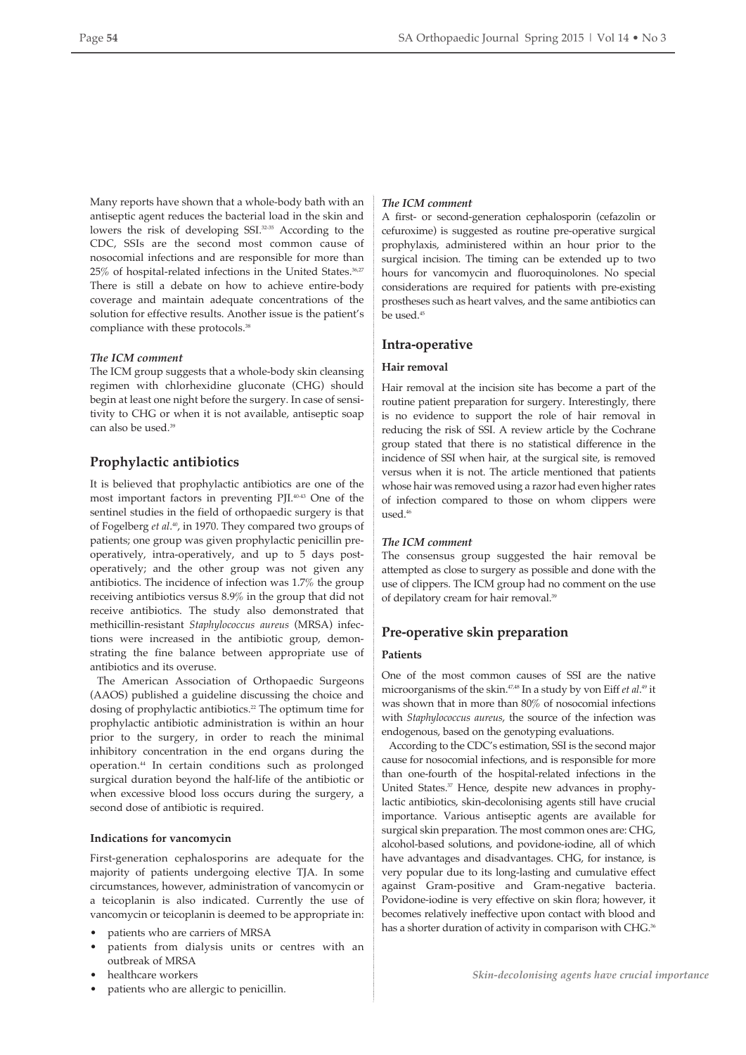Many reports have shown that a whole-body bath with an antiseptic agent reduces the bacterial load in the skin and lowers the risk of developing SSI.[32-35] According to the CDC, SSIs are the second most common cause of nosocomial infections and are responsible for more than 25% of hospital-related infections in the United States.[36,27] There is still a debate on how to achieve entire-body coverage and maintain adequate concentrations of the solution for effective results. Another issue is the patient's compliance with these protocols.[38]

#### *The ICM comment*

The ICM group suggests that a whole-body skin cleansing regimen with chlorhexidine gluconate (CHG) should begin at least one night before the surgery. In case of sensitivity to CHG or when it is not available, antiseptic soap can also be used.[39]

## Prophylactic antibiotics

It is believed that prophylactic antibiotics are one of the most important factors in preventing PJI.[40-43] One of the sentinel studies in the field of orthopaedic surgery is that of Fogelberg *et al*.[40], in 1970. They compared two groups of patients; one group was given prophylactic penicillin pre-operatively, intra-operatively, and up to 5 days post-operatively; and the other group was not given any antibiotics. The incidence of infection was 1.7% the group receiving antibiotics versus 8.9% in the group that did not receive antibiotics. The study also demonstrated that methicillin-resistant *Staphylococcus aureus* (MRSA) infections were increased in the antibiotic group, demonstrating the fine balance between appropriate use of antibiotics and its overuse.

The American Association of Orthopaedic Surgeons (AAOS) published a guideline discussing the choice and dosing of prophylactic antibiotics.[22] The optimum time for prophylactic antibiotic administration is within an hour prior to the surgery, in order to reach the minimal inhibitory concentration in the end organs during the operation.[44] In certain conditions such as prolonged surgical duration beyond the half-life of the antibiotic or when excessive blood loss occurs during the surgery, a second dose of antibiotic is required.

### Indications for vancomycin

First-generation cephalosporins are adequate for the majority of patients undergoing elective TJA. In some circumstances, however, administration of vancomycin or a teicoplanin is also indicated. Currently the use of vancomycin or teicoplanin is deemed to be appropriate in:

- patients who are carriers of MRSA
- patients from dialysis units or centres with an outbreak of MRSA
- healthcare workers
- patients who are allergic to penicillin.

#### *The ICM comment*

A first- or second-generation cephalosporin (cefazolin or cefuroxime) is suggested as routine pre-operative surgical prophylaxis, administered within an hour prior to the surgical incision. The timing can be extended up to two hours for vancomycin and fluoroquinolones. No special considerations are required for patients with pre-existing prostheses such as heart valves, and the same antibiotics can be used.[45]

## Intra-operative

### Hair removal

Hair removal at the incision site has become a part of the routine patient preparation for surgery. Interestingly, there is no evidence to support the role of hair removal in reducing the risk of SSI. A review article by the Cochrane group stated that there is no statistical difference in the incidence of SSI when hair, at the surgical site, is removed versus when it is not. The article mentioned that patients whose hair was removed using a razor had even higher rates of infection compared to those on whom clippers were used.[46]

#### *The ICM comment*

The consensus group suggested the hair removal be attempted as close to surgery as possible and done with the use of clippers. The ICM group had no comment on the use of depilatory cream for hair removal.[39]

## Pre-operative skin preparation

### Patients

One of the most common causes of SSI are the native microorganisms of the skin.[47,48] In a study by von Eiff *et al*.[49] it was shown that in more than 80% of nosocomial infections with *Staphylococcus aureus*, the source of the infection was endogenous, based on the genotyping evaluations.

According to the CDC's estimation, SSI is the second major cause for nosocomial infections, and is responsible for more than one-fourth of the hospital-related infections in the United States.[37] Hence, despite new advances in prophylactic antibiotics, skin-decolonising agents still have crucial importance. Various antiseptic agents are available for surgical skin preparation. The most common ones are: CHG, alcohol-based solutions, and povidone-iodine, all of which have advantages and disadvantages. CHG, for instance, is very popular due to its long-lasting and cumulative effect against Gram-positive and Gram-negative bacteria. Povidone-iodine is very effective on skin flora; however, it becomes relatively ineffective upon contact with blood and has a shorter duration of activity in comparison with CHG.[36]

***Skin-decolonising agents have crucial importance***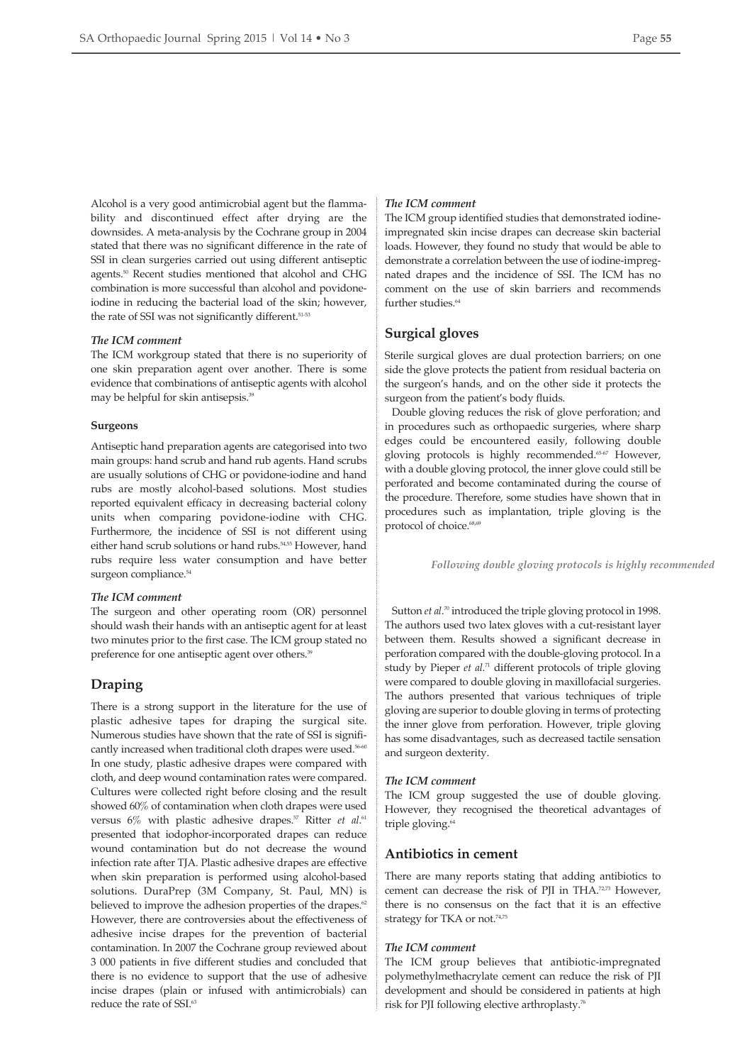Alcohol is a very good antimicrobial agent but the flammability and discontinued effect after drying are the downsides. A meta-analysis by the Cochrane group in 2004 stated that there was no significant difference in the rate of SSI in clean surgeries carried out using different antiseptic agents.[50] Recent studies mentioned that alcohol and CHG combination is more successful than alcohol and povidone-iodine in reducing the bacterial load of the skin; however, the rate of SSI was not significantly different.[51-53]

#### *The ICM comment*

The ICM workgroup stated that there is no superiority of one skin preparation agent over another. There is some evidence that combinations of antiseptic agents with alcohol may be helpful for skin antisepsis.[39]

#### Surgeons

Antiseptic hand preparation agents are categorised into two main groups: hand scrub and hand rub agents. Hand scrubs are usually solutions of CHG or povidone-iodine and hand rubs are mostly alcohol-based solutions. Most studies reported equivalent efficacy in decreasing bacterial colony units when comparing povidone-iodine with CHG. Furthermore, the incidence of SSI is not different using either hand scrub solutions or hand rubs.[54,55] However, hand rubs require less water consumption and have better surgeon compliance.[54]

#### *The ICM comment*

The surgeon and other operating room (OR) personnel should wash their hands with an antiseptic agent for at least two minutes prior to the first case. The ICM group stated no preference for one antiseptic agent over others.[39]

## Draping

There is a strong support in the literature for the use of plastic adhesive tapes for draping the surgical site. Numerous studies have shown that the rate of SSI is significantly increased when traditional cloth drapes were used.[56-60] In one study, plastic adhesive drapes were compared with cloth, and deep wound contamination rates were compared. Cultures were collected right before closing and the result showed 60% of contamination when cloth drapes were used versus 6% with plastic adhesive drapes.[57] Ritter *et al.*[61] presented that iodophor-incorporated drapes can reduce wound contamination but do not decrease the wound infection rate after TJA. Plastic adhesive drapes are effective when skin preparation is performed using alcohol-based solutions. DuraPrep (3M Company, St. Paul, MN) is believed to improve the adhesion properties of the drapes.[62] However, there are controversies about the effectiveness of adhesive incise drapes for the prevention of bacterial contamination. In 2007 the Cochrane group reviewed about 3 000 patients in five different studies and concluded that there is no evidence to support that the use of adhesive incise drapes (plain or infused with antimicrobials) can reduce the rate of SSI.[63]

#### *The ICM comment*

The ICM group identified studies that demonstrated iodine-impregnated skin incise drapes can decrease skin bacterial loads. However, they found no study that would be able to demonstrate a correlation between the use of iodine-impregnated drapes and the incidence of SSI. The ICM has no comment on the use of skin barriers and recommends further studies.[64]

## Surgical gloves

Sterile surgical gloves are dual protection barriers; on one side the glove protects the patient from residual bacteria on the surgeon's hands, and on the other side it protects the surgeon from the patient's body fluids.

Double gloving reduces the risk of glove perforation; and in procedures such as orthopaedic surgeries, where sharp edges could be encountered easily, following double gloving protocols is highly recommended.[65-67] However, with a double gloving protocol, the inner glove could still be perforated and become contaminated during the course of the procedure. Therefore, some studies have shown that in procedures such as implantation, triple gloving is the protocol of choice.[68,69]

*Following double gloving protocols is highly recommended*

Sutton *et al.*[70] introduced the triple gloving protocol in 1998. The authors used two latex gloves with a cut-resistant layer between them. Results showed a significant decrease in perforation compared with the double-gloving protocol. In a study by Pieper *et al.*[71] different protocols of triple gloving were compared to double gloving in maxillofacial surgeries. The authors presented that various techniques of triple gloving are superior to double gloving in terms of protecting the inner glove from perforation. However, triple gloving has some disadvantages, such as decreased tactile sensation and surgeon dexterity.

#### *The ICM comment*

The ICM group suggested the use of double gloving. However, they recognised the theoretical advantages of triple gloving.[64]

## Antibiotics in cement

There are many reports stating that adding antibiotics to cement can decrease the risk of PJI in THA.[72,73] However, there is no consensus on the fact that it is an effective strategy for TKA or not.[74,75]

#### *The ICM comment*

The ICM group believes that antibiotic-impregnated polymethylmethacrylate cement can reduce the risk of PJI development and should be considered in patients at high risk for PJI following elective arthroplasty.[76]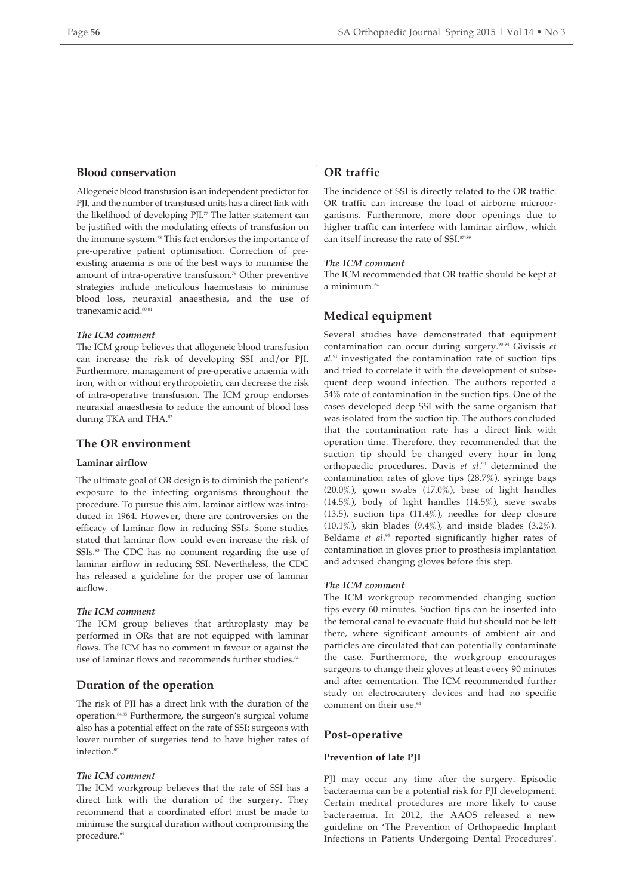## Blood conservation

Allogeneic blood transfusion is an independent predictor for PJI, and the number of transfused units has a direct link with the likelihood of developing PJI.[77] The latter statement can be justified with the modulating effects of transfusion on the immune system.[78] This fact endorses the importance of pre-operative patient optimisation. Correction of pre-existing anaemia is one of the best ways to minimise the amount of intra-operative transfusion.[79] Other preventive strategies include meticulous haemostasis to minimise blood loss, neuraxial anaesthesia, and the use of tranexamic acid.[80,81]

#### *The ICM comment*

The ICM group believes that allogeneic blood transfusion can increase the risk of developing SSI and/or PJI. Furthermore, management of pre-operative anaemia with iron, with or without erythropoietin, can decrease the risk of intra-operative transfusion. The ICM group endorses neuraxial anaesthesia to reduce the amount of blood loss during TKA and THA.[82]

## The OR environment

### Laminar airflow

The ultimate goal of OR design is to diminish the patient's exposure to the infecting organisms throughout the procedure. To pursue this aim, laminar airflow was introduced in 1964. However, there are controversies on the efficacy of laminar flow in reducing SSIs. Some studies stated that laminar flow could even increase the risk of SSIs.[83] The CDC has no comment regarding the use of laminar airflow in reducing SSI. Nevertheless, the CDC has released a guideline for the proper use of laminar airflow.

#### *The ICM comment*

The ICM group believes that arthroplasty may be performed in ORs that are not equipped with laminar flows. The ICM has no comment in favour or against the use of laminar flows and recommends further studies.[64]

## Duration of the operation

The risk of PJI has a direct link with the duration of the operation.[84,85] Furthermore, the surgeon's surgical volume also has a potential effect on the rate of SSI; surgeons with lower number of surgeries tend to have higher rates of infection.[86]

#### *The ICM comment*

The ICM workgroup believes that the rate of SSI has a direct link with the duration of the surgery. They recommend that a coordinated effort must be made to minimise the surgical duration without compromising the procedure.[64]

## OR traffic

The incidence of SSI is directly related to the OR traffic. OR traffic can increase the load of airborne microorganisms. Furthermore, more door openings due to higher traffic can interfere with laminar airflow, which can itself increase the rate of SSI.[87-89]

#### *The ICM comment*

The ICM recommended that OR traffic should be kept at a minimum.[64]

## Medical equipment

Several studies have demonstrated that equipment contamination can occur during surgery.[90-94] Givissis *et al*.[91] investigated the contamination rate of suction tips and tried to correlate it with the development of subsequent deep wound infection. The authors reported a 54% rate of contamination in the suction tips. One of the cases developed deep SSI with the same organism that was isolated from the suction tip. The authors concluded that the contamination rate has a direct link with operation time. Therefore, they recommended that the suction tip should be changed every hour in long orthopaedic procedures. Davis *et al*.[90] determined the contamination rates of glove tips (28.7%), syringe bags (20.0%), gown swabs (17.0%), base of light handles (14.5%), body of light handles (14.5%), sieve swabs (13.5), suction tips (11.4%), needles for deep closure (10.1%), skin blades (9.4%), and inside blades (3.2%). Beldame *et al*.[95] reported significantly higher rates of contamination in gloves prior to prosthesis implantation and advised changing gloves before this step.

#### *The ICM comment*

The ICM workgroup recommended changing suction tips every 60 minutes. Suction tips can be inserted into the femoral canal to evacuate fluid but should not be left there, where significant amounts of ambient air and particles are circulated that can potentially contaminate the case. Furthermore, the workgroup encourages surgeons to change their gloves at least every 90 minutes and after cementation. The ICM recommended further study on electrocautery devices and had no specific comment on their use.[64]

## Post-operative

### Prevention of late PJI

PJI may occur any time after the surgery. Episodic bacteraemia can be a potential risk for PJI development. Certain medical procedures are more likely to cause bacteraemia. In 2012, the AAOS released a new guideline on 'The Prevention of Orthopaedic Implant Infections in Patients Undergoing Dental Procedures'.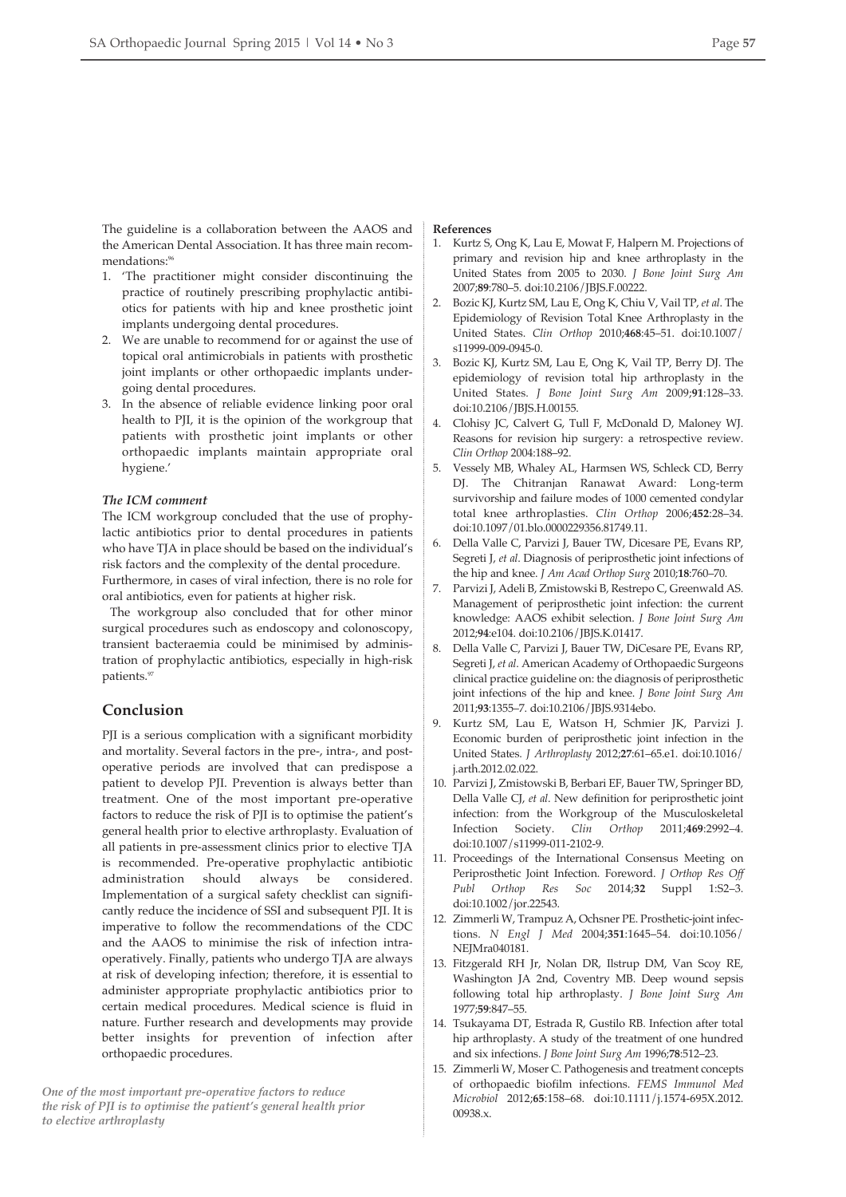The guideline is a collaboration between the AAOS and the American Dental Association. It has three main recommendations:[96]

1. 'The practitioner might consider discontinuing the practice of routinely prescribing prophylactic antibiotics for patients with hip and knee prosthetic joint implants undergoing dental procedures.
2. We are unable to recommend for or against the use of topical oral antimicrobials in patients with prosthetic joint implants or other orthopaedic implants undergoing dental procedures.
3. In the absence of reliable evidence linking poor oral health to PJI, it is the opinion of the workgroup that patients with prosthetic joint implants or other orthopaedic implants maintain appropriate oral hygiene.'

***The ICM comment***

The ICM workgroup concluded that the use of prophylactic antibiotics prior to dental procedures in patients who have TJA in place should be based on the individual's risk factors and the complexity of the dental procedure.
Furthermore, in cases of viral infection, there is no role for oral antibiotics, even for patients at higher risk.

The workgroup also concluded that for other minor surgical procedures such as endoscopy and colonoscopy, transient bacteraemia could be minimised by administration of prophylactic antibiotics, especially in high-risk patients.[97]

## Conclusion

PJI is a serious complication with a significant morbidity and mortality. Several factors in the pre-, intra-, and post-operative periods are involved that can predispose a patient to develop PJI. Prevention is always better than treatment. One of the most important pre-operative factors to reduce the risk of PJI is to optimise the patient's general health prior to elective arthroplasty. Evaluation of all patients in pre-assessment clinics prior to elective TJA is recommended. Pre-operative prophylactic antibiotic administration should always be considered. Implementation of a surgical safety checklist can significantly reduce the incidence of SSI and subsequent PJI. It is imperative to follow the recommendations of the CDC and the AAOS to minimise the risk of infection intra-operatively. Finally, patients who undergo TJA are always at risk of developing infection; therefore, it is essential to administer appropriate prophylactic antibiotics prior to certain medical procedures. Medical science is fluid in nature. Further research and developments may provide better insights for prevention of infection after orthopaedic procedures.

*One of the most important pre-operative factors to reduce the risk of PJI is to optimise the patient's general health prior to elective arthroplasty*

**References**

1. Kurtz S, Ong K, Lau E, Mowat F, Halpern M. Projections of primary and revision hip and knee arthroplasty in the United States from 2005 to 2030. *J Bone Joint Surg Am* 2007;**89**:780–5. doi:10.2106/JBJS.F.00222.
2. Bozic KJ, Kurtz SM, Lau E, Ong K, Chiu V, Vail TP, *et al*. The Epidemiology of Revision Total Knee Arthroplasty in the United States. *Clin Orthop* 2010;**468**:45–51. doi:10.1007/s11999-009-0945-0.
3. Bozic KJ, Kurtz SM, Lau E, Ong K, Vail TP, Berry DJ. The epidemiology of revision total hip arthroplasty in the United States. *J Bone Joint Surg Am* 2009;**91**:128–33. doi:10.2106/JBJS.H.00155.
4. Clohisy JC, Calvert G, Tull F, McDonald D, Maloney WJ. Reasons for revision hip surgery: a retrospective review. *Clin Orthop* 2004:188–92.
5. Vessely MB, Whaley AL, Harmsen WS, Schleck CD, Berry DJ. The Chitranjan Ranawat Award: Long-term survivorship and failure modes of 1000 cemented condylar total knee arthroplasties. *Clin Orthop* 2006;**452**:28–34. doi:10.1097/01.blo.0000229356.81749.11.
6. Della Valle C, Parvizi J, Bauer TW, Dicesare PE, Evans RP, Segreti J, *et al*. Diagnosis of periprosthetic joint infections of the hip and knee. *J Am Acad Orthop Surg* 2010;**18**:760–70.
7. Parvizi J, Adeli B, Zmistowski B, Restrepo C, Greenwald AS. Management of periprosthetic joint infection: the current knowledge: AAOS exhibit selection. *J Bone Joint Surg Am* 2012;**94**:e104. doi:10.2106/JBJS.K.01417.
8. Della Valle C, Parvizi J, Bauer TW, DiCesare PE, Evans RP, Segreti J, *et al*. American Academy of Orthopaedic Surgeons clinical practice guideline on: the diagnosis of periprosthetic joint infections of the hip and knee. *J Bone Joint Surg Am* 2011;**93**:1355–7. doi:10.2106/JBJS.9314ebo.
9. Kurtz SM, Lau E, Watson H, Schmier JK, Parvizi J. Economic burden of periprosthetic joint infection in the United States. *J Arthroplasty* 2012;**27**:61–65.e1. doi:10.1016/j.arth.2012.02.022.
10. Parvizi J, Zmistowski B, Berbari EF, Bauer TW, Springer BD, Della Valle CJ, *et al*. New definition for periprosthetic joint infection: from the Workgroup of the Musculoskeletal Infection Society. *Clin Orthop* 2011;**469**:2992–4. doi:10.1007/s11999-011-2102-9.
11. Proceedings of the International Consensus Meeting on Periprosthetic Joint Infection. Foreword. *J Orthop Res Off Publ Orthop Res Soc* 2014;**32** Suppl 1:S2–3. doi:10.1002/jor.22543.
12. Zimmerli W, Trampuz A, Ochsner PE. Prosthetic-joint infections. *N Engl J Med* 2004;**351**:1645–54. doi:10.1056/NEJMra040181.
13. Fitzgerald RH Jr, Nolan DR, Ilstrup DM, Van Scoy RE, Washington JA 2nd, Coventry MB. Deep wound sepsis following total hip arthroplasty. *J Bone Joint Surg Am* 1977;**59**:847–55.
14. Tsukayama DT, Estrada R, Gustilo RB. Infection after total hip arthroplasty. A study of the treatment of one hundred and six infections. *J Bone Joint Surg Am* 1996;**78**:512–23.
15. Zimmerli W, Moser C. Pathogenesis and treatment concepts of orthopaedic biofilm infections. *FEMS Immunol Med Microbiol* 2012;**65**:158–68. doi:10.1111/j.1574-695X.2012.00938.x.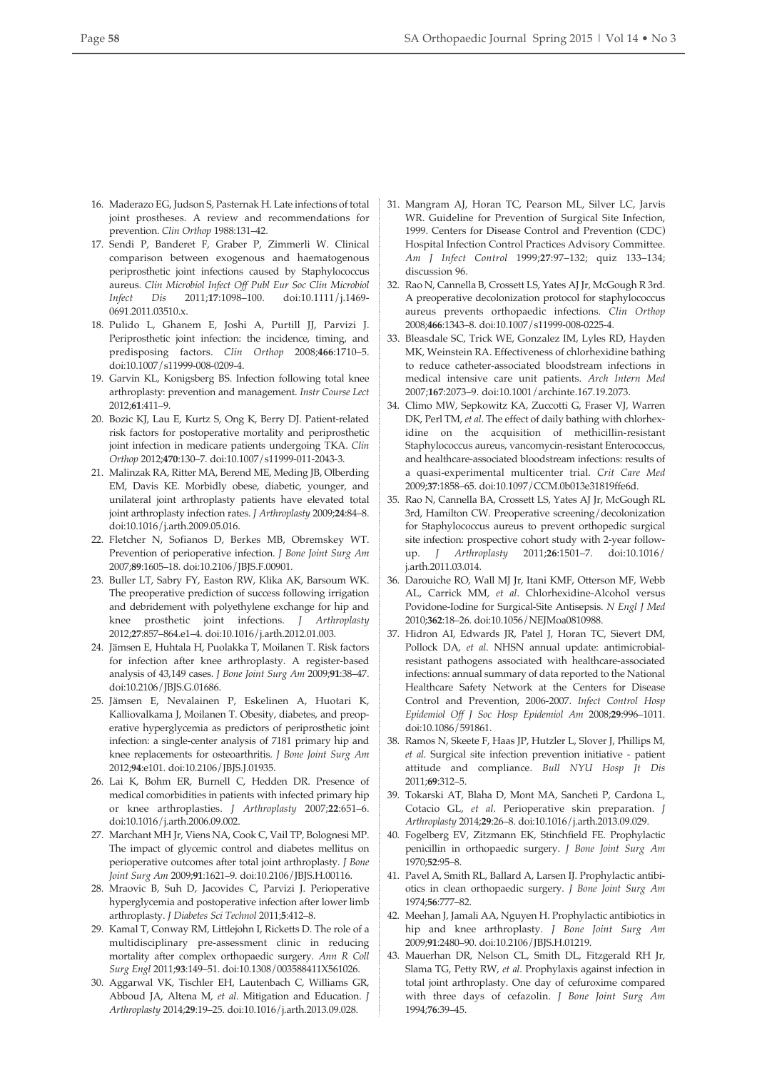16. Maderazo EG, Judson S, Pasternak H. Late infections of total joint prostheses. A review and recommendations for prevention. *Clin Orthop* 1988:131–42.
17. Sendi P, Banderet F, Graber P, Zimmerli W. Clinical comparison between exogenous and haematogenous periprosthetic joint infections caused by Staphylococcus aureus. *Clin Microbiol Infect Off Publ Eur Soc Clin Microbiol Infect Dis* 2011;**17**:1098–100. doi:10.1111/j.1469-0691.2011.03510.x.
18. Pulido L, Ghanem E, Joshi A, Purtill JJ, Parvizi J. Periprosthetic joint infection: the incidence, timing, and predisposing factors. *Clin Orthop* 2008;**466**:1710–5. doi:10.1007/s11999-008-0209-4.
19. Garvin KL, Konigsberg BS. Infection following total knee arthroplasty: prevention and management. *Instr Course Lect* 2012;**61**:411–9.
20. Bozic KJ, Lau E, Kurtz S, Ong K, Berry DJ. Patient-related risk factors for postoperative mortality and periprosthetic joint infection in medicare patients undergoing TKA. *Clin Orthop* 2012;**470**:130–7. doi:10.1007/s11999-011-2043-3.
21. Malinzak RA, Ritter MA, Berend ME, Meding JB, Olberding EM, Davis KE. Morbidly obese, diabetic, younger, and unilateral joint arthroplasty patients have elevated total joint arthroplasty infection rates. *J Arthroplasty* 2009;**24**:84–8. doi:10.1016/j.arth.2009.05.016.
22. Fletcher N, Sofianos D, Berkes MB, Obremskey WT. Prevention of perioperative infection. *J Bone Joint Surg Am* 2007;**89**:1605–18. doi:10.2106/JBJS.F.00901.
23. Buller LT, Sabry FY, Easton RW, Klika AK, Barsoum WK. The preoperative prediction of success following irrigation and debridement with polyethylene exchange for hip and knee prosthetic joint infections. *J Arthroplasty* 2012;**27**:857–864.e1–4. doi:10.1016/j.arth.2012.01.003.
24. Jämsen E, Huhtala H, Puolakka T, Moilanen T. Risk factors for infection after knee arthroplasty. A register-based analysis of 43,149 cases. *J Bone Joint Surg Am* 2009;**91**:38–47. doi:10.2106/JBJS.G.01686.
25. Jämsen E, Nevalainen P, Eskelinen A, Huotari K, Kalliovalkama J, Moilanen T. Obesity, diabetes, and preoperative hyperglycemia as predictors of periprosthetic joint infection: a single-center analysis of 7181 primary hip and knee replacements for osteoarthritis. *J Bone Joint Surg Am* 2012;**94**:e101. doi:10.2106/JBJS.J.01935.
26. Lai K, Bohm ER, Burnell C, Hedden DR. Presence of medical comorbidities in patients with infected primary hip or knee arthroplasties. *J Arthroplasty* 2007;**22**:651–6. doi:10.1016/j.arth.2006.09.002.
27. Marchant MH Jr, Viens NA, Cook C, Vail TP, Bolognesi MP. The impact of glycemic control and diabetes mellitus on perioperative outcomes after total joint arthroplasty. *J Bone Joint Surg Am* 2009;**91**:1621–9. doi:10.2106/JBJS.H.00116.
28. Mraovic B, Suh D, Jacovides C, Parvizi J. Perioperative hyperglycemia and postoperative infection after lower limb arthroplasty. *J Diabetes Sci Technol* 2011;**5**:412–8.
29. Kamal T, Conway RM, Littlejohn I, Ricketts D. The role of a multidisciplinary pre-assessment clinic in reducing mortality after complex orthopaedic surgery. *Ann R Coll Surg Engl* 2011;**93**:149–51. doi:10.1308/003588411X561026.
30. Aggarwal VK, Tischler EH, Lautenbach C, Williams GR, Abboud JA, Altena M, *et al*. Mitigation and Education. *J Arthroplasty* 2014;**29**:19–25. doi:10.1016/j.arth.2013.09.028.
31. Mangram AJ, Horan TC, Pearson ML, Silver LC, Jarvis WR. Guideline for Prevention of Surgical Site Infection, 1999. Centers for Disease Control and Prevention (CDC) Hospital Infection Control Practices Advisory Committee. *Am J Infect Control* 1999;**27**:97–132; quiz 133–134; discussion 96.
32. Rao N, Cannella B, Crossett LS, Yates AJ Jr, McGough R 3rd. A preoperative decolonization protocol for staphylococcus aureus prevents orthopaedic infections. *Clin Orthop* 2008;**466**:1343–8. doi:10.1007/s11999-008-0225-4.
33. Bleasdale SC, Trick WE, Gonzalez IM, Lyles RD, Hayden MK, Weinstein RA. Effectiveness of chlorhexidine bathing to reduce catheter-associated bloodstream infections in medical intensive care unit patients. *Arch Intern Med* 2007;**167**:2073–9. doi:10.1001/archinte.167.19.2073.
34. Climo MW, Sepkowitz KA, Zuccotti G, Fraser VJ, Warren DK, Perl TM, *et al*. The effect of daily bathing with chlorhexidine on the acquisition of methicillin-resistant Staphylococcus aureus, vancomycin-resistant Enterococcus, and healthcare-associated bloodstream infections: results of a quasi-experimental multicenter trial. *Crit Care Med* 2009;**37**:1858–65. doi:10.1097/CCM.0b013e31819ffe6d.
35. Rao N, Cannella BA, Crossett LS, Yates AJ Jr, McGough RL 3rd, Hamilton CW. Preoperative screening/decolonization for Staphylococcus aureus to prevent orthopedic surgical site infection: prospective cohort study with 2-year follow-up. *J Arthroplasty* 2011;**26**:1501–7. doi:10.1016/j.arth.2011.03.014.
36. Darouiche RO, Wall MJ Jr, Itani KMF, Otterson MF, Webb AL, Carrick MM, *et al*. Chlorhexidine-Alcohol versus Povidone-Iodine for Surgical-Site Antisepsis. *N Engl J Med* 2010;**362**:18–26. doi:10.1056/NEJMoa0810988.
37. Hidron AI, Edwards JR, Patel J, Horan TC, Sievert DM, Pollock DA, *et al*. NHSN annual update: antimicrobial-resistant pathogens associated with healthcare-associated infections: annual summary of data reported to the National Healthcare Safety Network at the Centers for Disease Control and Prevention, 2006-2007. *Infect Control Hosp Epidemiol Off J Soc Hosp Epidemiol Am* 2008;**29**:996–1011. doi:10.1086/591861.
38. Ramos N, Skeete F, Haas JP, Hutzler L, Slover J, Phillips M, *et al*. Surgical site infection prevention initiative - patient attitude and compliance. *Bull NYU Hosp Jt Dis* 2011;**69**:312–5.
39. Tokarski AT, Blaha D, Mont MA, Sancheti P, Cardona L, Cotacio GL, *et al*. Perioperative skin preparation. *J Arthroplasty* 2014;**29**:26–8. doi:10.1016/j.arth.2013.09.029.
40. Fogelberg EV, Zitzmann EK, Stinchfield FE. Prophylactic penicillin in orthopaedic surgery. *J Bone Joint Surg Am* 1970;**52**:95–8.
41. Pavel A, Smith RL, Ballard A, Larsen IJ. Prophylactic antibiotics in clean orthopaedic surgery. *J Bone Joint Surg Am* 1974;**56**:777–82.
42. Meehan J, Jamali AA, Nguyen H. Prophylactic antibiotics in hip and knee arthroplasty. *J Bone Joint Surg Am* 2009;**91**:2480–90. doi:10.2106/JBJS.H.01219.
43. Mauerhan DR, Nelson CL, Smith DL, Fitzgerald RH Jr, Slama TG, Petty RW, *et al*. Prophylaxis against infection in total joint arthroplasty. One day of cefuroxime compared with three days of cefazolin. *J Bone Joint Surg Am* 1994;**76**:39–45.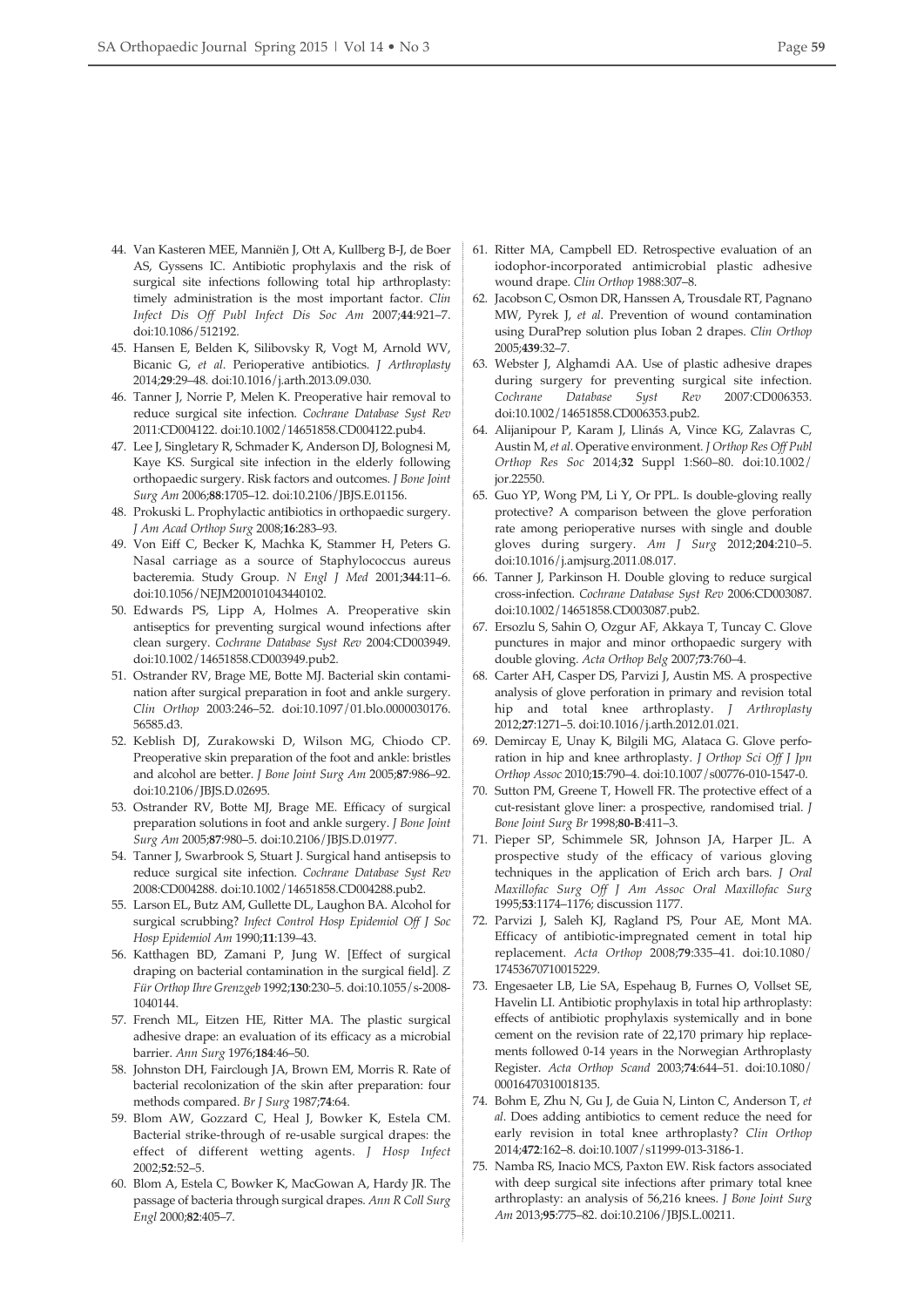44. Van Kasteren MEE, Manniën J, Ott A, Kullberg B-J, de Boer AS, Gyssens IC. Antibiotic prophylaxis and the risk of surgical site infections following total hip arthroplasty: timely administration is the most important factor. *Clin Infect Dis Off Publ Infect Dis Soc Am* 2007;**44**:921–7. doi:10.1086/512192.
45. Hansen E, Belden K, Silibovsky R, Vogt M, Arnold WV, Bicanic G, *et al*. Perioperative antibiotics. *J Arthroplasty* 2014;**29**:29–48. doi:10.1016/j.arth.2013.09.030.
46. Tanner J, Norrie P, Melen K. Preoperative hair removal to reduce surgical site infection. *Cochrane Database Syst Rev* 2011:CD004122. doi:10.1002/14651858.CD004122.pub4.
47. Lee J, Singletary R, Schmader K, Anderson DJ, Bolognesi M, Kaye KS. Surgical site infection in the elderly following orthopaedic surgery. Risk factors and outcomes. *J Bone Joint Surg Am* 2006;**88**:1705–12. doi:10.2106/JBJS.E.01156.
48. Prokuski L. Prophylactic antibiotics in orthopaedic surgery. *J Am Acad Orthop Surg* 2008;**16**:283–93.
49. Von Eiff C, Becker K, Machka K, Stammer H, Peters G. Nasal carriage as a source of Staphylococcus aureus bacteremia. Study Group. *N Engl J Med* 2001;**344**:11–6. doi:10.1056/NEJM200101043440102.
50. Edwards PS, Lipp A, Holmes A. Preoperative skin antiseptics for preventing surgical wound infections after clean surgery. *Cochrane Database Syst Rev* 2004:CD003949. doi:10.1002/14651858.CD003949.pub2.
51. Ostrander RV, Brage ME, Botte MJ. Bacterial skin contamination after surgical preparation in foot and ankle surgery. *Clin Orthop* 2003:246–52. doi:10.1097/01.blo.0000030176.56585.d3.
52. Keblish DJ, Zurakowski D, Wilson MG, Chiodo CP. Preoperative skin preparation of the foot and ankle: bristles and alcohol are better. *J Bone Joint Surg Am* 2005;**87**:986–92. doi:10.2106/JBJS.D.02695.
53. Ostrander RV, Botte MJ, Brage ME. Efficacy of surgical preparation solutions in foot and ankle surgery. *J Bone Joint Surg Am* 2005;**87**:980–5. doi:10.2106/JBJS.D.01977.
54. Tanner J, Swarbrook S, Stuart J. Surgical hand antisepsis to reduce surgical site infection. *Cochrane Database Syst Rev* 2008:CD004288. doi:10.1002/14651858.CD004288.pub2.
55. Larson EL, Butz AM, Gullette DL, Laughon BA. Alcohol for surgical scrubbing? *Infect Control Hosp Epidemiol Off J Soc Hosp Epidemiol Am* 1990;**11**:139–43.
56. Katthagen BD, Zamani P, Jung W. [Effect of surgical draping on bacterial contamination in the surgical field]. *Z Für Orthop Ihre Grenzgeb* 1992;**130**:230–5. doi:10.1055/s-2008-1040144.
57. French ML, Eitzen HE, Ritter MA. The plastic surgical adhesive drape: an evaluation of its efficacy as a microbial barrier. *Ann Surg* 1976;**184**:46–50.
58. Johnston DH, Fairclough JA, Brown EM, Morris R. Rate of bacterial recolonization of the skin after preparation: four methods compared. *Br J Surg* 1987;**74**:64.
59. Blom AW, Gozzard C, Heal J, Bowker K, Estela CM. Bacterial strike-through of re-usable surgical drapes: the effect of different wetting agents. *J Hosp Infect* 2002;**52**:52–5.
60. Blom A, Estela C, Bowker K, MacGowan A, Hardy JR. The passage of bacteria through surgical drapes. *Ann R Coll Surg Engl* 2000;**82**:405–7.
61. Ritter MA, Campbell ED. Retrospective evaluation of an iodophor-incorporated antimicrobial plastic adhesive wound drape. *Clin Orthop* 1988:307–8.
62. Jacobson C, Osmon DR, Hanssen A, Trousdale RT, Pagnano MW, Pyrek J, *et al*. Prevention of wound contamination using DuraPrep solution plus Ioban 2 drapes. *Clin Orthop* 2005;**439**:32–7.
63. Webster J, Alghamdi AA. Use of plastic adhesive drapes during surgery for preventing surgical site infection. *Cochrane Database Syst Rev* 2007:CD006353. doi:10.1002/14651858.CD006353.pub2.
64. Alijanipour P, Karam J, Llinás A, Vince KG, Zalavras C, Austin M, *et al*. Operative environment. *J Orthop Res Off Publ Orthop Res Soc* 2014;**32** Suppl 1:S60–80. doi:10.1002/jor.22550.
65. Guo YP, Wong PM, Li Y, Or PPL. Is double-gloving really protective? A comparison between the glove perforation rate among perioperative nurses with single and double gloves during surgery. *Am J Surg* 2012;**204**:210–5. doi:10.1016/j.amjsurg.2011.08.017.
66. Tanner J, Parkinson H. Double gloving to reduce surgical cross-infection. *Cochrane Database Syst Rev* 2006:CD003087. doi:10.1002/14651858.CD003087.pub2.
67. Ersozlu S, Sahin O, Ozgur AF, Akkaya T, Tuncay C. Glove punctures in major and minor orthopaedic surgery with double gloving. *Acta Orthop Belg* 2007;**73**:760–4.
68. Carter AH, Casper DS, Parvizi J, Austin MS. A prospective analysis of glove perforation in primary and revision total hip and total knee arthroplasty. *J Arthroplasty* 2012;**27**:1271–5. doi:10.1016/j.arth.2012.01.021.
69. Demircay E, Unay K, Bilgili MG, Alataca G. Glove perforation in hip and knee arthroplasty. *J Orthop Sci Off J Jpn Orthop Assoc* 2010;**15**:790–4. doi:10.1007/s00776-010-1547-0.
70. Sutton PM, Greene T, Howell FR. The protective effect of a cut-resistant glove liner: a prospective, randomised trial. *J Bone Joint Surg Br* 1998;**80-B**:411–3.
71. Pieper SP, Schimmele SR, Johnson JA, Harper JL. A prospective study of the efficacy of various gloving techniques in the application of Erich arch bars. *J Oral Maxillofac Surg Off J Am Assoc Oral Maxillofac Surg* 1995;**53**:1174–1176; discussion 1177.
72. Parvizi J, Saleh KJ, Ragland PS, Pour AE, Mont MA. Efficacy of antibiotic-impregnated cement in total hip replacement. *Acta Orthop* 2008;**79**:335–41. doi:10.1080/17453670710015229.
73. Engesaeter LB, Lie SA, Espehaug B, Furnes O, Vollset SE, Havelin LI. Antibiotic prophylaxis in total hip arthroplasty: effects of antibiotic prophylaxis systemically and in bone cement on the revision rate of 22,170 primary hip replacements followed 0-14 years in the Norwegian Arthroplasty Register. *Acta Orthop Scand* 2003;**74**:644–51. doi:10.1080/00016470310018135.
74. Bohm E, Zhu N, Gu J, de Guia N, Linton C, Anderson T, *et al*. Does adding antibiotics to cement reduce the need for early revision in total knee arthroplasty? *Clin Orthop* 2014;**472**:162–8. doi:10.1007/s11999-013-3186-1.
75. Namba RS, Inacio MCS, Paxton EW. Risk factors associated with deep surgical site infections after primary total knee arthroplasty: an analysis of 56,216 knees. *J Bone Joint Surg Am* 2013;**95**:775–82. doi:10.2106/JBJS.L.00211.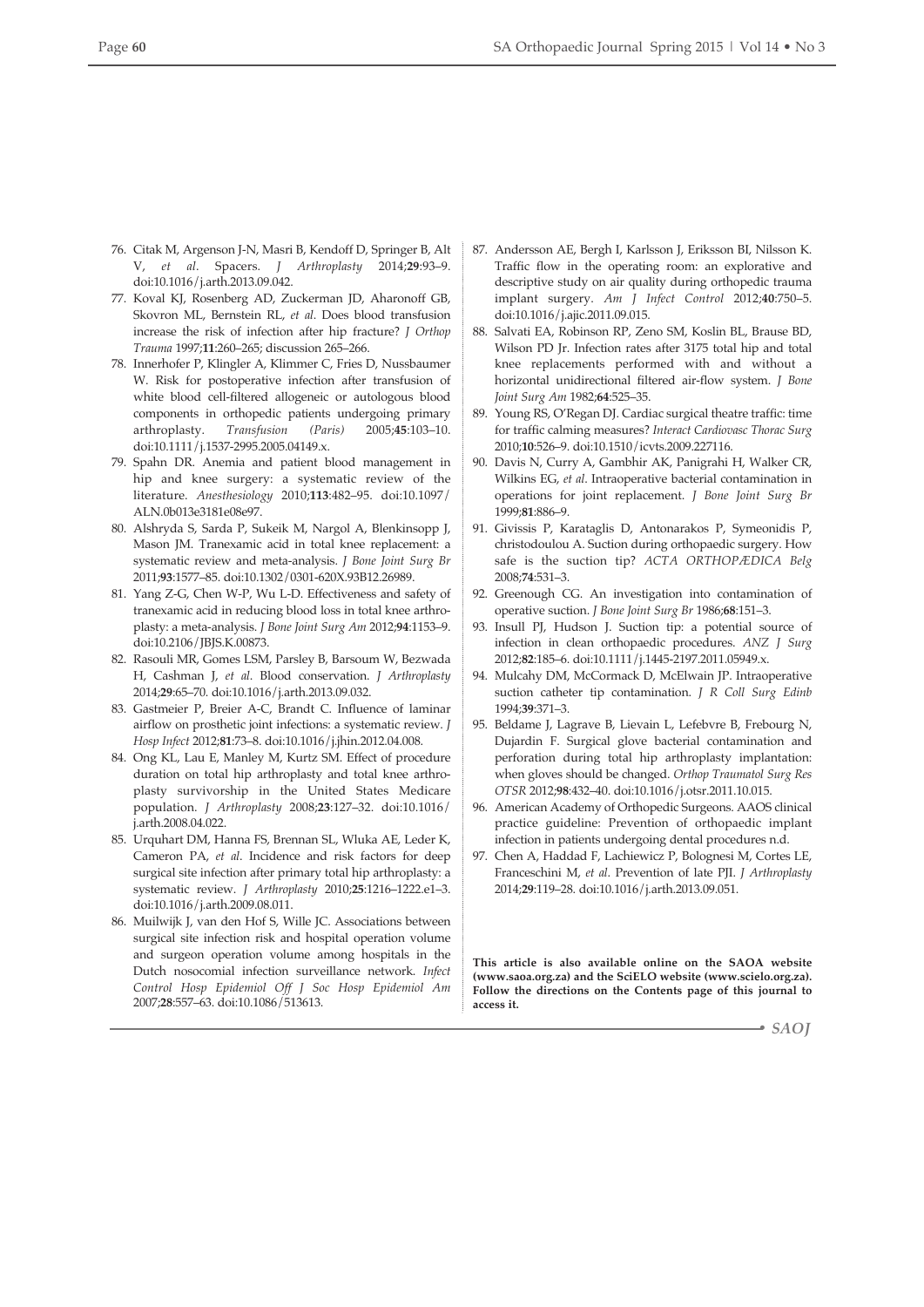76. Citak M, Argenson J-N, Masri B, Kendoff D, Springer B, Alt V, *et al*. Spacers. *J Arthroplasty* 2014;**29**:93–9. doi:10.1016/j.arth.2013.09.042.
77. Koval KJ, Rosenberg AD, Zuckerman JD, Aharonoff GB, Skovron ML, Bernstein RL, *et al*. Does blood transfusion increase the risk of infection after hip fracture? *J Orthop Trauma* 1997;**11**:260–265; discussion 265–266.
78. Innerhofer P, Klingler A, Klimmer C, Fries D, Nussbaumer W. Risk for postoperative infection after transfusion of white blood cell-filtered allogeneic or autologous blood components in orthopedic patients undergoing primary arthroplasty. *Transfusion (Paris)* 2005;**45**:103–10. doi:10.1111/j.1537-2995.2005.04149.x.
79. Spahn DR. Anemia and patient blood management in hip and knee surgery: a systematic review of the literature. *Anesthesiology* 2010;**113**:482–95. doi:10.1097/ALN.0b013e3181e08e97.
80. Alshryda S, Sarda P, Sukeik M, Nargol A, Blenkinsopp J, Mason JM. Tranexamic acid in total knee replacement: a systematic review and meta-analysis. *J Bone Joint Surg Br* 2011;**93**:1577–85. doi:10.1302/0301-620X.93B12.26989.
81. Yang Z-G, Chen W-P, Wu L-D. Effectiveness and safety of tranexamic acid in reducing blood loss in total knee arthroplasty: a meta-analysis. *J Bone Joint Surg Am* 2012;**94**:1153–9. doi:10.2106/JBJS.K.00873.
82. Rasouli MR, Gomes LSM, Parsley B, Barsoum W, Bezwada H, Cashman J, *et al*. Blood conservation. *J Arthroplasty* 2014;**29**:65–70. doi:10.1016/j.arth.2013.09.032.
83. Gastmeier P, Breier A-C, Brandt C. Influence of laminar airflow on prosthetic joint infections: a systematic review. *J Hosp Infect* 2012;**81**:73–8. doi:10.1016/j.jhin.2012.04.008.
84. Ong KL, Lau E, Manley M, Kurtz SM. Effect of procedure duration on total hip arthroplasty and total knee arthroplasty survivorship in the United States Medicare population. *J Arthroplasty* 2008;**23**:127–32. doi:10.1016/j.arth.2008.04.022.
85. Urquhart DM, Hanna FS, Brennan SL, Wluka AE, Leder K, Cameron PA, *et al*. Incidence and risk factors for deep surgical site infection after primary total hip arthroplasty: a systematic review. *J Arthroplasty* 2010;**25**:1216–1222.e1–3. doi:10.1016/j.arth.2009.08.011.
86. Muilwijk J, van den Hof S, Wille JC. Associations between surgical site infection risk and hospital operation volume and surgeon operation volume among hospitals in the Dutch nosocomial infection surveillance network. *Infect Control Hosp Epidemiol Off J Soc Hosp Epidemiol Am* 2007;**28**:557–63. doi:10.1086/513613.
87. Andersson AE, Bergh I, Karlsson J, Eriksson BI, Nilsson K. Traffic flow in the operating room: an explorative and descriptive study on air quality during orthopedic trauma implant surgery. *Am J Infect Control* 2012;**40**:750–5. doi:10.1016/j.ajic.2011.09.015.
88. Salvati EA, Robinson RP, Zeno SM, Koslin BL, Brause BD, Wilson PD Jr. Infection rates after 3175 total hip and total knee replacements performed with and without a horizontal unidirectional filtered air-flow system. *J Bone Joint Surg Am* 1982;**64**:525–35.
89. Young RS, O'Regan DJ. Cardiac surgical theatre traffic: time for traffic calming measures? *Interact Cardiovasc Thorac Surg* 2010;**10**:526–9. doi:10.1510/icvts.2009.227116.
90. Davis N, Curry A, Gambhir AK, Panigrahi H, Walker CR, Wilkins EG, *et al*. Intraoperative bacterial contamination in operations for joint replacement. *J Bone Joint Surg Br* 1999;**81**:886–9.
91. Givissis P, Karataglis D, Antonarakos P, Symeonidis P, christodoulou A. Suction during orthopaedic surgery. How safe is the suction tip? *ACTA ORTHOPÆDICA Belg* 2008;**74**:531–3.
92. Greenough CG. An investigation into contamination of operative suction. *J Bone Joint Surg Br* 1986;**68**:151–3.
93. Insull PJ, Hudson J. Suction tip: a potential source of infection in clean orthopaedic procedures. *ANZ J Surg* 2012;**82**:185–6. doi:10.1111/j.1445-2197.2011.05949.x.
94. Mulcahy DM, McCormack D, McElwain JP. Intraoperative suction catheter tip contamination. *J R Coll Surg Edinb* 1994;**39**:371–3.
95. Beldame J, Lagrave B, Lievain L, Lefebvre B, Frebourg N, Dujardin F. Surgical glove bacterial contamination and perforation during total hip arthroplasty implantation: when gloves should be changed. *Orthop Traumatol Surg Res OTSR* 2012;**98**:432–40. doi:10.1016/j.otsr.2011.10.015.
96. American Academy of Orthopedic Surgeons. AAOS clinical practice guideline: Prevention of orthopaedic implant infection in patients undergoing dental procedures n.d.
97. Chen A, Haddad F, Lachiewicz P, Bolognesi M, Cortes LE, Franceschini M, *et al*. Prevention of late PJI. *J Arthroplasty* 2014;**29**:119–28. doi:10.1016/j.arth.2013.09.051.

**This article is also available online on the SAOA website (www.saoa.org.za) and the SciELO website (www.scielo.org.za). Follow the directions on the Contents page of this journal to access it.**